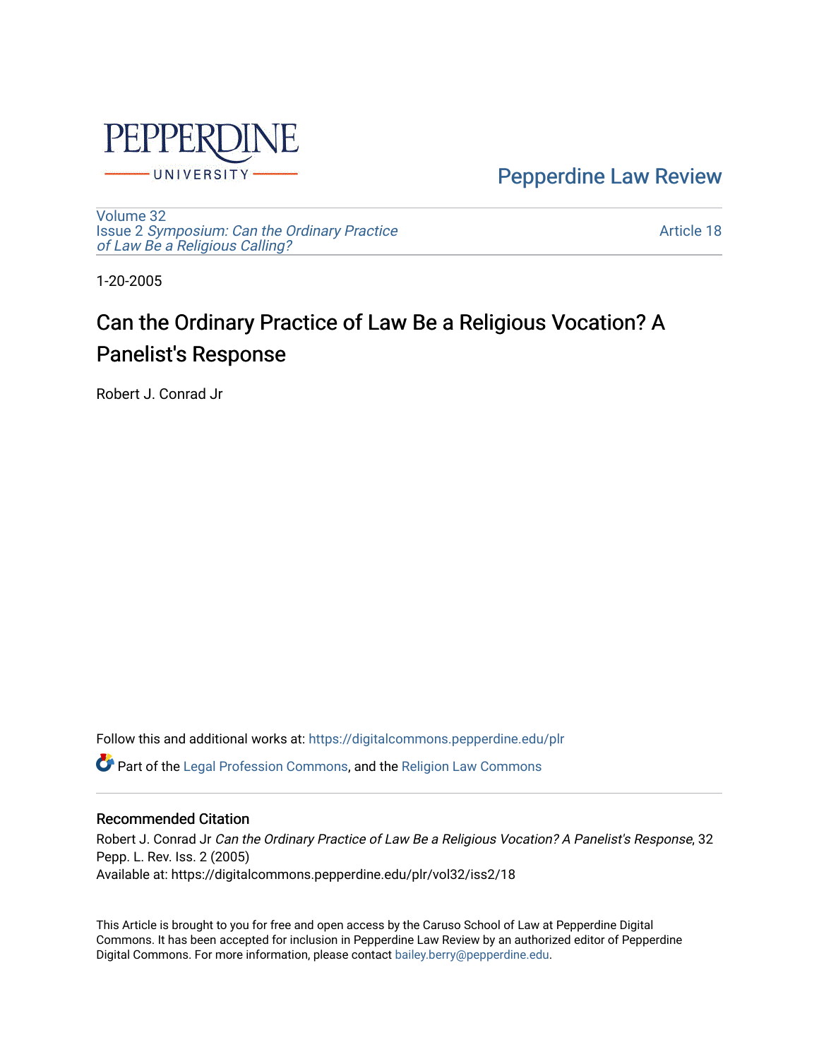Pepperdine Law Review

Volume 32
Issue 2 *Symposium: Can the Ordinary Practice of Law Be a Religious Calling?*

Article 18

1-20-2005

# Can the Ordinary Practice of Law Be a Religious Vocation? A Panelist's Response

Robert J. Conrad Jr

Follow this and additional works at: https://digitalcommons.pepperdine.edu/plr

Part of the Legal Profession Commons, and the Religion Law Commons

## Recommended Citation

Robert J. Conrad Jr *Can the Ordinary Practice of Law Be a Religious Vocation? A Panelist's Response*, 32 Pepp. L. Rev. Iss. 2 (2005)
Available at: https://digitalcommons.pepperdine.edu/plr/vol32/iss2/18

This Article is brought to you for free and open access by the Caruso School of Law at Pepperdine Digital Commons. It has been accepted for inclusion in Pepperdine Law Review by an authorized editor of Pepperdine Digital Commons. For more information, please contact bailey.berry@pepperdine.edu.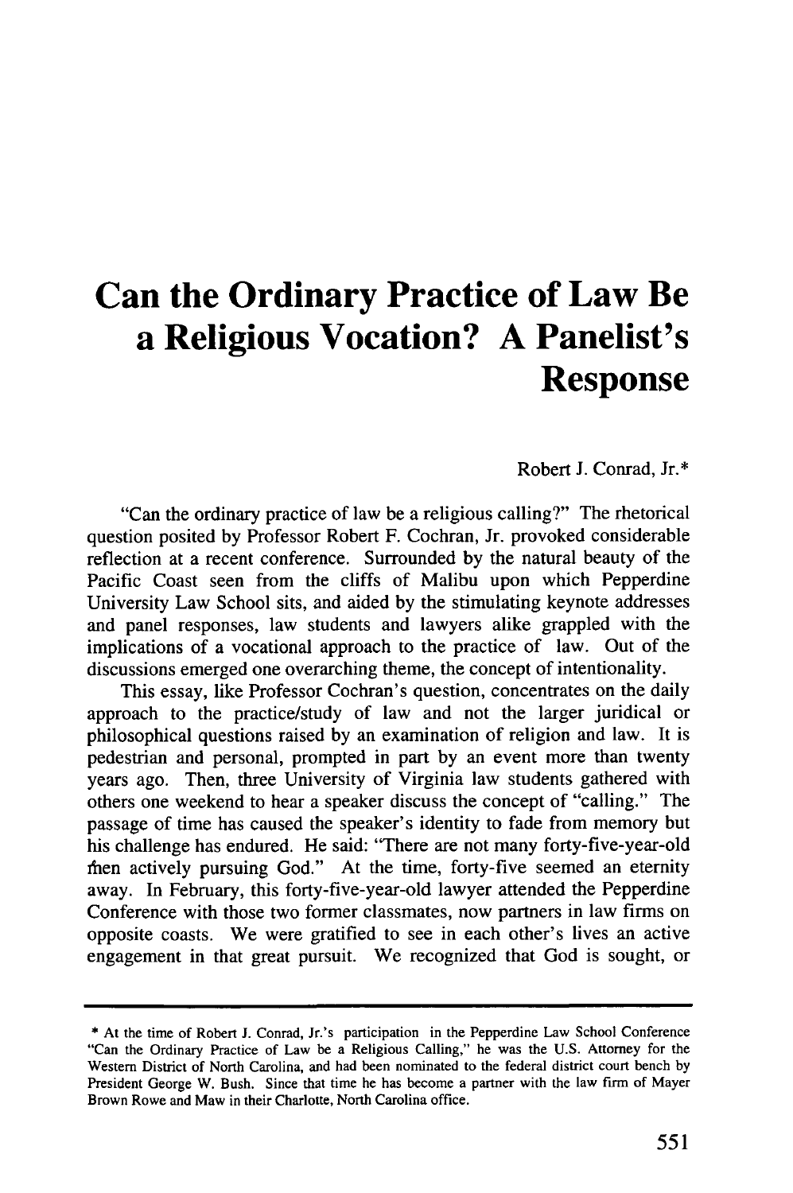# Can the Ordinary Practice of Law Be a Religious Vocation? A Panelist's Response

Robert J. Conrad, Jr.*

"Can the ordinary practice of law be a religious calling?" The rhetorical question posited by Professor Robert F. Cochran, Jr. provoked considerable reflection at a recent conference. Surrounded by the natural beauty of the Pacific Coast seen from the cliffs of Malibu upon which Pepperdine University Law School sits, and aided by the stimulating keynote addresses and panel responses, law students and lawyers alike grappled with the implications of a vocational approach to the practice of law. Out of the discussions emerged one overarching theme, the concept of intentionality.

This essay, like Professor Cochran's question, concentrates on the daily approach to the practice/study of law and not the larger juridical or philosophical questions raised by an examination of religion and law. It is pedestrian and personal, prompted in part by an event more than twenty years ago. Then, three University of Virginia law students gathered with others one weekend to hear a speaker discuss the concept of "calling." The passage of time has caused the speaker's identity to fade from memory but his challenge has endured. He said: "There are not many forty-five-year-old men actively pursuing God." At the time, forty-five seemed an eternity away. In February, this forty-five-year-old lawyer attended the Pepperdine Conference with those two former classmates, now partners in law firms on opposite coasts. We were gratified to see in each other's lives an active engagement in that great pursuit. We recognized that God is sought, or

---

* At the time of Robert J. Conrad, Jr.'s participation in the Pepperdine Law School Conference "Can the Ordinary Practice of Law be a Religious Calling," he was the U.S. Attorney for the Western District of North Carolina, and had been nominated to the federal district court bench by President George W. Bush. Since that time he has become a partner with the law firm of Mayer Brown Rowe and Maw in their Charlotte, North Carolina office.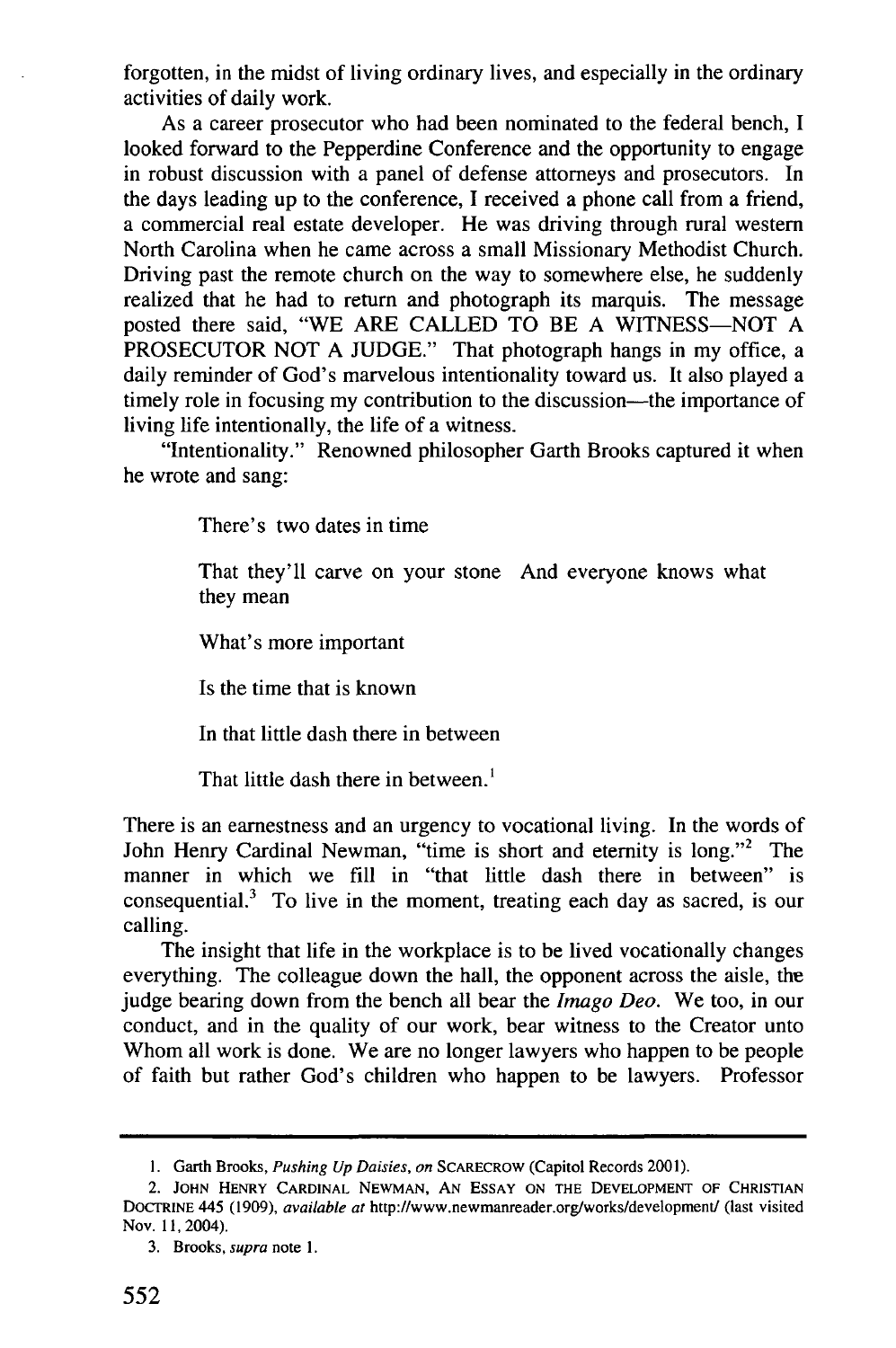forgotten, in the midst of living ordinary lives, and especially in the ordinary activities of daily work.

As a career prosecutor who had been nominated to the federal bench, I looked forward to the Pepperdine Conference and the opportunity to engage in robust discussion with a panel of defense attorneys and prosecutors. In the days leading up to the conference, I received a phone call from a friend, a commercial real estate developer. He was driving through rural western North Carolina when he came across a small Missionary Methodist Church. Driving past the remote church on the way to somewhere else, he suddenly realized that he had to return and photograph its marquis. The message posted there said, "WE ARE CALLED TO BE A WITNESS—NOT A PROSECUTOR NOT A JUDGE." That photograph hangs in my office, a daily reminder of God's marvelous intentionality toward us. It also played a timely role in focusing my contribution to the discussion—the importance of living life intentionally, the life of a witness.

"Intentionality." Renowned philosopher Garth Brooks captured it when he wrote and sang:

> There's two dates in time
>
> That they'll carve on your stone And everyone knows what they mean
>
> What's more important
>
> Is the time that is known
>
> In that little dash there in between
>
> That little dash there in between.[1]

There is an earnestness and an urgency to vocational living. In the words of John Henry Cardinal Newman, "time is short and eternity is long."[2] The manner in which we fill in "that little dash there in between" is consequential.[3] To live in the moment, treating each day as sacred, is our calling.

The insight that life in the workplace is to be lived vocationally changes everything. The colleague down the hall, the opponent across the aisle, the judge bearing down from the bench all bear the *Imago Deo*. We too, in our conduct, and in the quality of our work, bear witness to the Creator unto Whom all work is done. We are no longer lawyers who happen to be people of faith but rather God's children who happen to be lawyers. Professor

---

1. Garth Brooks, *Pushing Up Daisies*, *on* SCARECROW (Capitol Records 2001).

2. JOHN HENRY CARDINAL NEWMAN, AN ESSAY ON THE DEVELOPMENT OF CHRISTIAN DOCTRINE 445 (1909), *available at* http://www.newmanreader.org/works/development/ (last visited Nov. 11, 2004).

3. Brooks, *supra* note 1.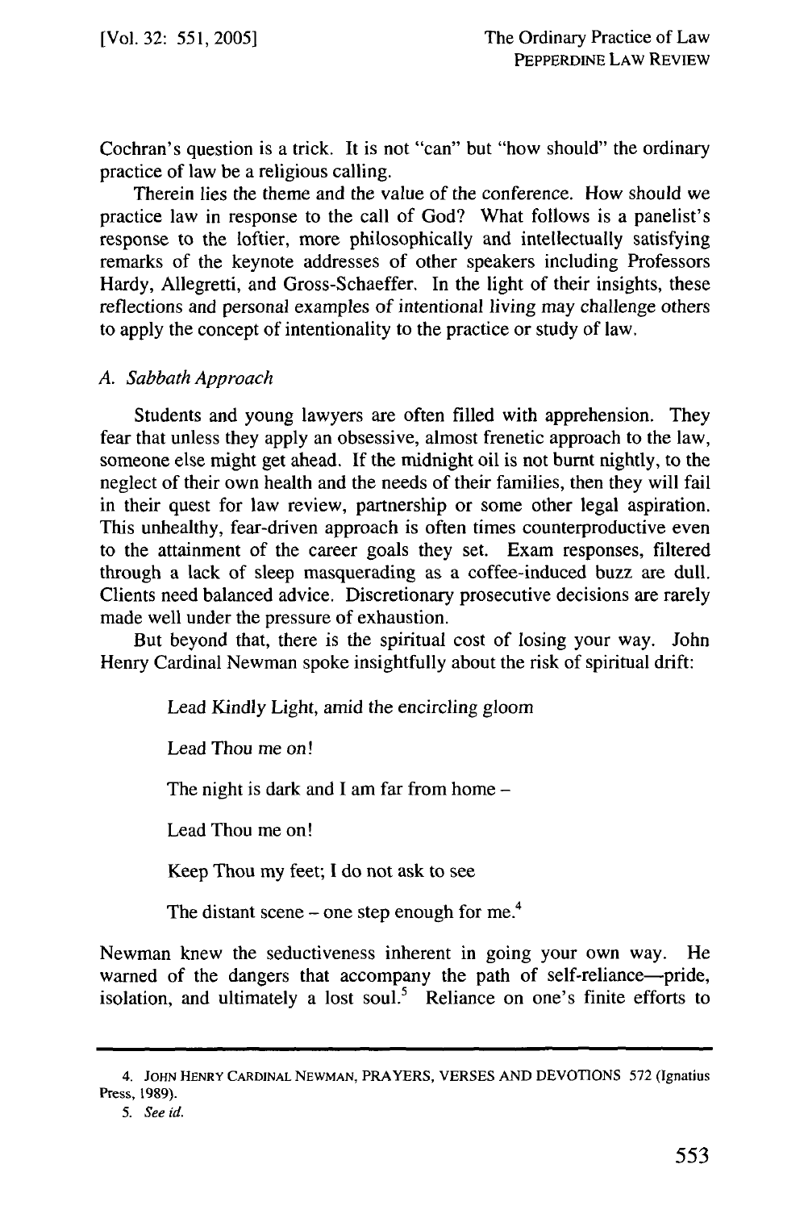Cochran's question is a trick. It is not "can" but "how should" the ordinary practice of law be a religious calling.

Therein lies the theme and the value of the conference. How should we practice law in response to the call of God? What follows is a panelist's response to the loftier, more philosophically and intellectually satisfying remarks of the keynote addresses of other speakers including Professors Hardy, Allegretti, and Gross-Schaeffer. In the light of their insights, these reflections and personal examples of intentional living may challenge others to apply the concept of intentionality to the practice or study of law.

### *A. Sabbath Approach*

Students and young lawyers are often filled with apprehension. They fear that unless they apply an obsessive, almost frenetic approach to the law, someone else might get ahead. If the midnight oil is not burnt nightly, to the neglect of their own health and the needs of their families, then they will fail in their quest for law review, partnership or some other legal aspiration. This unhealthy, fear-driven approach is often times counterproductive even to the attainment of the career goals they set. Exam responses, filtered through a lack of sleep masquerading as a coffee-induced buzz are dull. Clients need balanced advice. Discretionary prosecutive decisions are rarely made well under the pressure of exhaustion.

But beyond that, there is the spiritual cost of losing your way. John Henry Cardinal Newman spoke insightfully about the risk of spiritual drift:

> Lead Kindly Light, amid the encircling gloom
>
> Lead Thou me on!
>
> The night is dark and I am far from home –
>
> Lead Thou me on!
>
> Keep Thou my feet; I do not ask to see
>
> The distant scene – one step enough for me.[4]

Newman knew the seductiveness inherent in going your own way. He warned of the dangers that accompany the path of self-reliance—pride, isolation, and ultimately a lost soul.[5] Reliance on one's finite efforts to

---

4. JOHN HENRY CARDINAL NEWMAN, PRAYERS, VERSES AND DEVOTIONS 572 (Ignatius Press, 1989).

5. *See id.*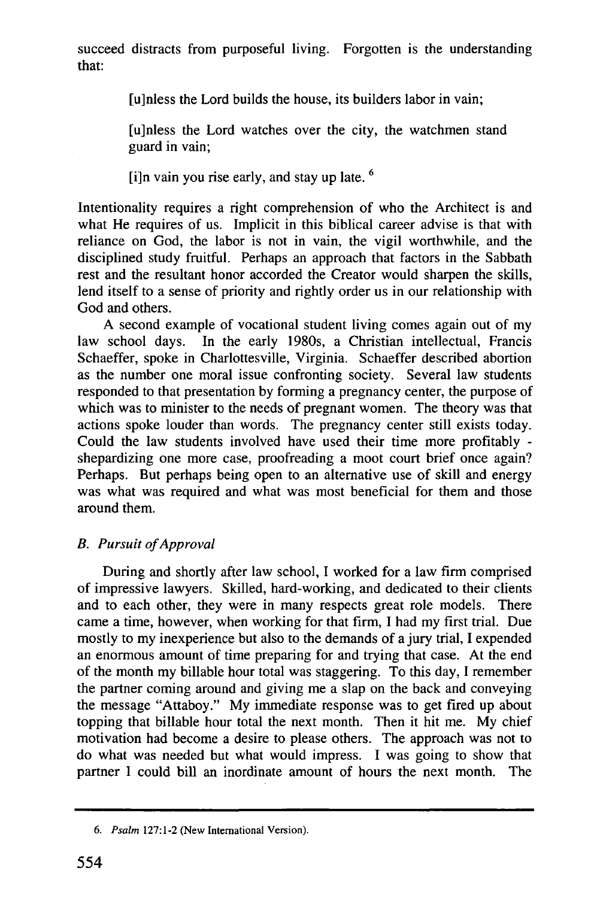succeed distracts from purposeful living. Forgotten is the understanding that:

> [u]nless the Lord builds the house, its builders labor in vain;
>
> [u]nless the Lord watches over the city, the watchmen stand guard in vain;
>
> [i]n vain you rise early, and stay up late. [6]

Intentionality requires a right comprehension of who the Architect is and what He requires of us. Implicit in this biblical career advise is that with reliance on God, the labor is not in vain, the vigil worthwhile, and the disciplined study fruitful. Perhaps an approach that factors in the Sabbath rest and the resultant honor accorded the Creator would sharpen the skills, lend itself to a sense of priority and rightly order us in our relationship with God and others.

A second example of vocational student living comes again out of my law school days. In the early 1980s, a Christian intellectual, Francis Schaeffer, spoke in Charlottesville, Virginia. Schaeffer described abortion as the number one moral issue confronting society. Several law students responded to that presentation by forming a pregnancy center, the purpose of which was to minister to the needs of pregnant women. The theory was that actions spoke louder than words. The pregnancy center still exists today. Could the law students involved have used their time more profitably - shepardizing one more case, proofreading a moot court brief once again? Perhaps. But perhaps being open to an alternative use of skill and energy was what was required and what was most beneficial for them and those around them.

### *B. Pursuit of Approval*

During and shortly after law school, I worked for a law firm comprised of impressive lawyers. Skilled, hard-working, and dedicated to their clients and to each other, they were in many respects great role models. There came a time, however, when working for that firm, I had my first trial. Due mostly to my inexperience but also to the demands of a jury trial, I expended an enormous amount of time preparing for and trying that case. At the end of the month my billable hour total was staggering. To this day, I remember the partner coming around and giving me a slap on the back and conveying the message "Attaboy." My immediate response was to get fired up about topping that billable hour total the next month. Then it hit me. My chief motivation had become a desire to please others. The approach was not to do what was needed but what would impress. I was going to show that partner I could bill an inordinate amount of hours the next month. The

---

6. *Psalm* 127:1-2 (New International Version).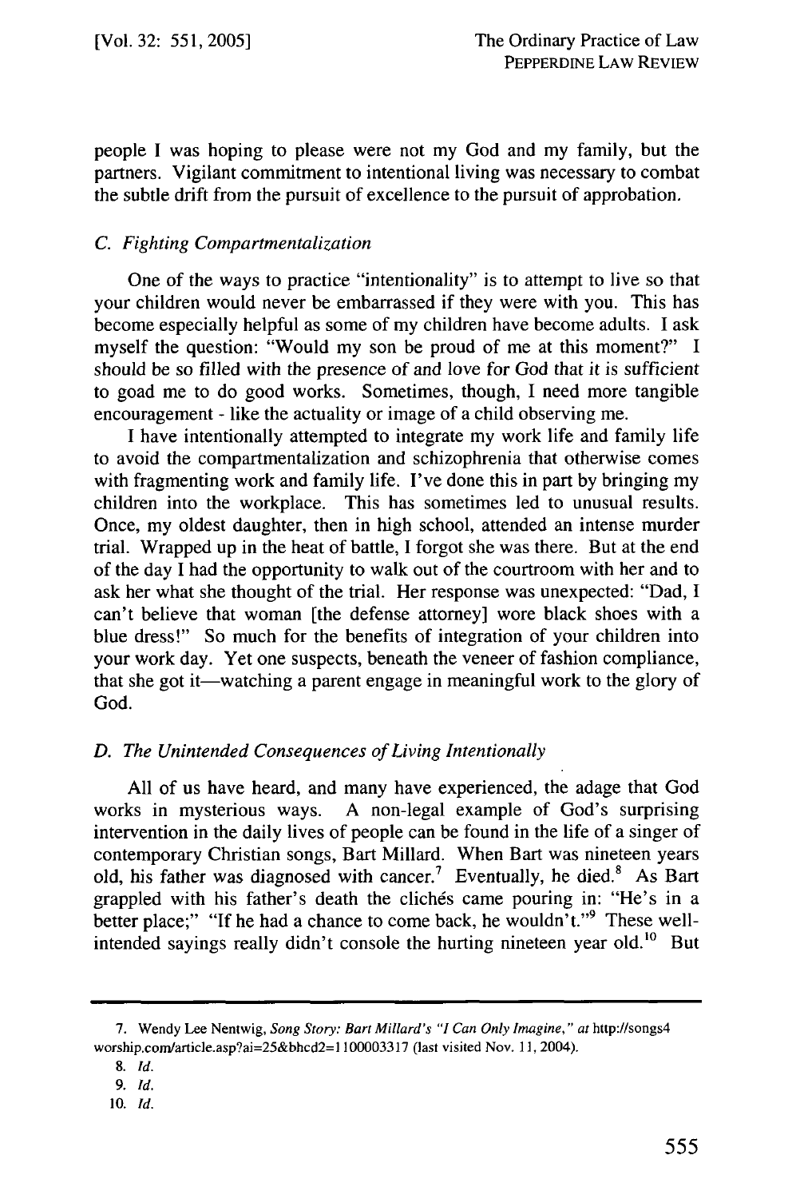people I was hoping to please were not my God and my family, but the partners. Vigilant commitment to intentional living was necessary to combat the subtle drift from the pursuit of excellence to the pursuit of approbation.

### C. *Fighting Compartmentalization*

One of the ways to practice "intentionality" is to attempt to live so that your children would never be embarrassed if they were with you. This has become especially helpful as some of my children have become adults. I ask myself the question: "Would my son be proud of me at this moment?" I should be so filled with the presence of and love for God that it is sufficient to goad me to do good works. Sometimes, though, I need more tangible encouragement - like the actuality or image of a child observing me.

I have intentionally attempted to integrate my work life and family life to avoid the compartmentalization and schizophrenia that otherwise comes with fragmenting work and family life. I've done this in part by bringing my children into the workplace. This has sometimes led to unusual results. Once, my oldest daughter, then in high school, attended an intense murder trial. Wrapped up in the heat of battle, I forgot she was there. But at the end of the day I had the opportunity to walk out of the courtroom with her and to ask her what she thought of the trial. Her response was unexpected: "Dad, I can't believe that woman [the defense attorney] wore black shoes with a blue dress!" So much for the benefits of integration of your children into your work day. Yet one suspects, beneath the veneer of fashion compliance, that she got it—watching a parent engage in meaningful work to the glory of God.

### D. *The Unintended Consequences of Living Intentionally*

All of us have heard, and many have experienced, the adage that God works in mysterious ways. A non-legal example of God's surprising intervention in the daily lives of people can be found in the life of a singer of contemporary Christian songs, Bart Millard. When Bart was nineteen years old, his father was diagnosed with cancer.[7] Eventually, he died.[8] As Bart grappled with his father's death the clichés came pouring in: "He's in a better place;" "If he had a chance to come back, he wouldn't."[9] These well-intended sayings really didn't console the hurting nineteen year old.[10] But

---

7. Wendy Lee Nentwig, *Song Story: Bart Millard's "I Can Only Imagine," at* http://songs4worship.com/article.asp?ai=25&bhcd2=1100003317 (last visited Nov. 11, 2004).

8. *Id.*

9. *Id.*

10. *Id.*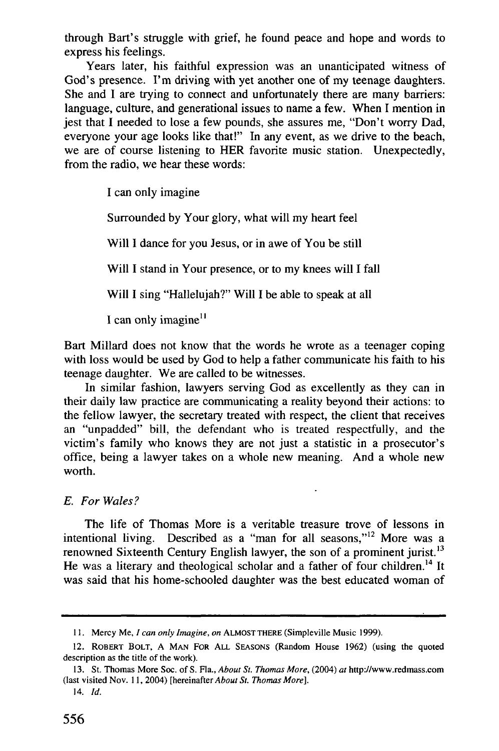through Bart's struggle with grief, he found peace and hope and words to express his feelings.

Years later, his faithful expression was an unanticipated witness of God's presence. I'm driving with yet another one of my teenage daughters. She and I are trying to connect and unfortunately there are many barriers: language, culture, and generational issues to name a few. When I mention in jest that I needed to lose a few pounds, she assures me, "Don't worry Dad, everyone your age looks like that!" In any event, as we drive to the beach, we are of course listening to HER favorite music station. Unexpectedly, from the radio, we hear these words:

> I can only imagine
>
> Surrounded by Your glory, what will my heart feel
>
> Will I dance for you Jesus, or in awe of You be still
>
> Will I stand in Your presence, or to my knees will I fall
>
> Will I sing "Hallelujah?" Will I be able to speak at all
>
> I can only imagine[11]

Bart Millard does not know that the words he wrote as a teenager coping with loss would be used by God to help a father communicate his faith to his teenage daughter. We are called to be witnesses.

In similar fashion, lawyers serving God as excellently as they can in their daily law practice are communicating a reality beyond their actions: to the fellow lawyer, the secretary treated with respect, the client that receives an "unpadded" bill, the defendant who is treated respectfully, and the victim's family who knows they are not just a statistic in a prosecutor's office, being a lawyer takes on a whole new meaning. And a whole new worth.

### *E. For Wales?*

The life of Thomas More is a veritable treasure trove of lessons in intentional living. Described as a "man for all seasons,"[12] More was a renowned Sixteenth Century English lawyer, the son of a prominent jurist.[13] He was a literary and theological scholar and a father of four children.[14] It was said that his home-schooled daughter was the best educated woman of

---

11. Mercy Me, *I can only Imagine*, *on* ALMOST THERE (Simpleville Music 1999).

12. ROBERT BOLT, A MAN FOR ALL SEASONS (Random House 1962) (using the quoted description as the title of the work).

13. St. Thomas More Soc. of S. Fla., *About St. Thomas More*, (2004) *at* http://www.redmass.com (last visited Nov. 11, 2004) [hereinafter *About St. Thomas More*].

14. *Id.*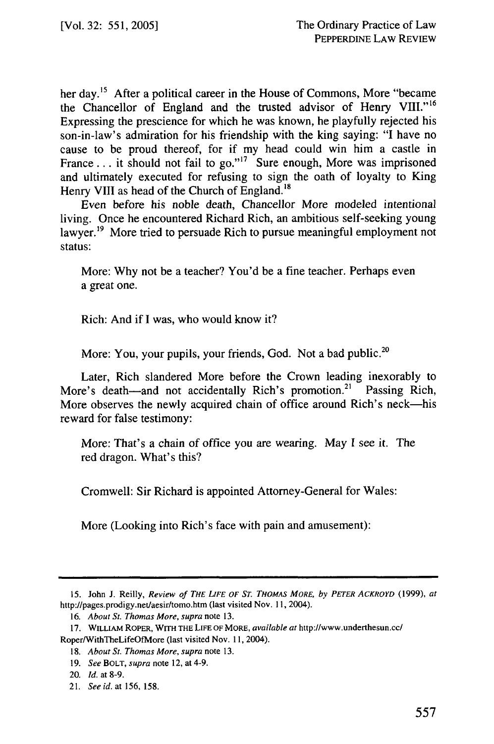her day.[15] After a political career in the House of Commons, More "became the Chancellor of England and the trusted advisor of Henry VIII."[16] Expressing the prescience for which he was known, he playfully rejected his son-in-law's admiration for his friendship with the king saying: "I have no cause to be proud thereof, for if my head could win him a castle in France . . . it should not fail to go."[17] Sure enough, More was imprisoned and ultimately executed for refusing to sign the oath of loyalty to King Henry VIII as head of the Church of England.[18]

Even before his noble death, Chancellor More modeled intentional living. Once he encountered Richard Rich, an ambitious self-seeking young lawyer.[19] More tried to persuade Rich to pursue meaningful employment not status:

> More: Why not be a teacher? You'd be a fine teacher. Perhaps even a great one.
>
> Rich: And if I was, who would know it?
>
> More: You, your pupils, your friends, God. Not a bad public.[20]

Later, Rich slandered More before the Crown leading inexorably to More's death—and not accidentally Rich's promotion.[21] Passing Rich, More observes the newly acquired chain of office around Rich's neck—his reward for false testimony:

> More: That's a chain of office you are wearing. May I see it. The red dragon. What's this?
>
> Cromwell: Sir Richard is appointed Attorney-General for Wales:
>
> More (Looking into Rich's face with pain and amusement):

---

15. John J. Reilly, *Review of THE LIFE OF ST. THOMAS MORE, by PETER ACKROYD* (1999), *at* http://pages.prodigy.net/aesir/tomo.htm (last visited Nov. 11, 2004).

16. *About St. Thomas More*, *supra* note 13.

17. WILLIAM ROPER, WITH THE LIFE OF MORE, *available at* http://www.underthesun.cc/Roper/WithTheLifeOfMore (last visited Nov. 11, 2004).

18. *About St. Thomas More*, *supra* note 13.

19. *See* BOLT, *supra* note 12, at 4-9.

20. *Id.* at 8-9.

21. *See id.* at 156, 158.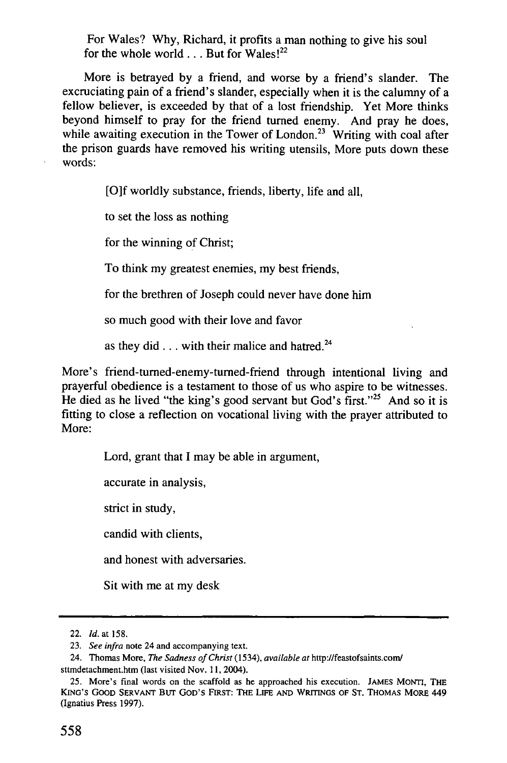> For Wales? Why, Richard, it profits a man nothing to give his soul for the whole world . . . But for Wales![22]

More is betrayed by a friend, and worse by a friend's slander. The excruciating pain of a friend's slander, especially when it is the calumny of a fellow believer, is exceeded by that of a lost friendship. Yet More thinks beyond himself to pray for the friend turned enemy. And pray he does, while awaiting execution in the Tower of London.[23] Writing with coal after the prison guards have removed his writing utensils, More puts down these words:

> [O]f worldly substance, friends, liberty, life and all,
>
> to set the loss as nothing
>
> for the winning of Christ;
>
> To think my greatest enemies, my best friends,
>
> for the brethren of Joseph could never have done him
>
> so much good with their love and favor
>
> as they did . . . with their malice and hatred.[24]

More's friend-turned-enemy-turned-friend through intentional living and prayerful obedience is a testament to those of us who aspire to be witnesses. He died as he lived "the king's good servant but God's first."[25] And so it is fitting to close a reflection on vocational living with the prayer attributed to More:

> Lord, grant that I may be able in argument,
>
> accurate in analysis,
>
> strict in study,
>
> candid with clients,
>
> and honest with adversaries.
>
> Sit with me at my desk

---

22. *Id.* at 158.

23. *See infra* note 24 and accompanying text.

24. Thomas More, *The Sadness of Christ* (1534), *available at* http://feastofsaints.com/sttmdetachment.htm (last visited Nov. 11, 2004).

25. More's final words on the scaffold as he approached his execution. JAMES MONTI, THE KING'S GOOD SERVANT BUT GOD'S FIRST: THE LIFE AND WRITINGS OF ST. THOMAS MORE 449 (Ignatius Press 1997).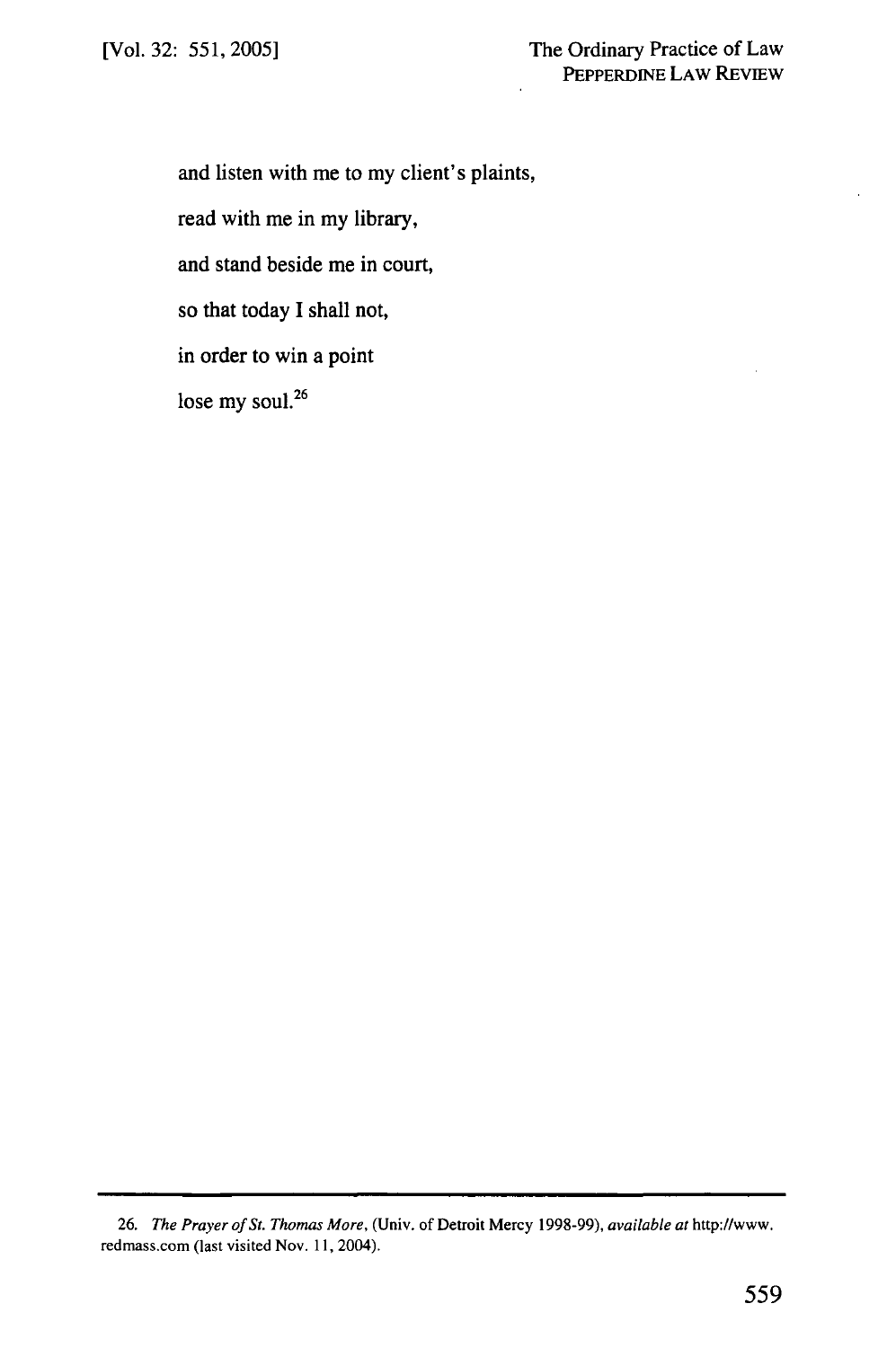and listen with me to my client's plaints,

read with me in my library,

and stand beside me in court,

so that today I shall not,

in order to win a point

lose my soul.[26]

---

26. *The Prayer of St. Thomas More*, (Univ. of Detroit Mercy 1998-99), *available at* http://www.redmass.com (last visited Nov. 11, 2004).